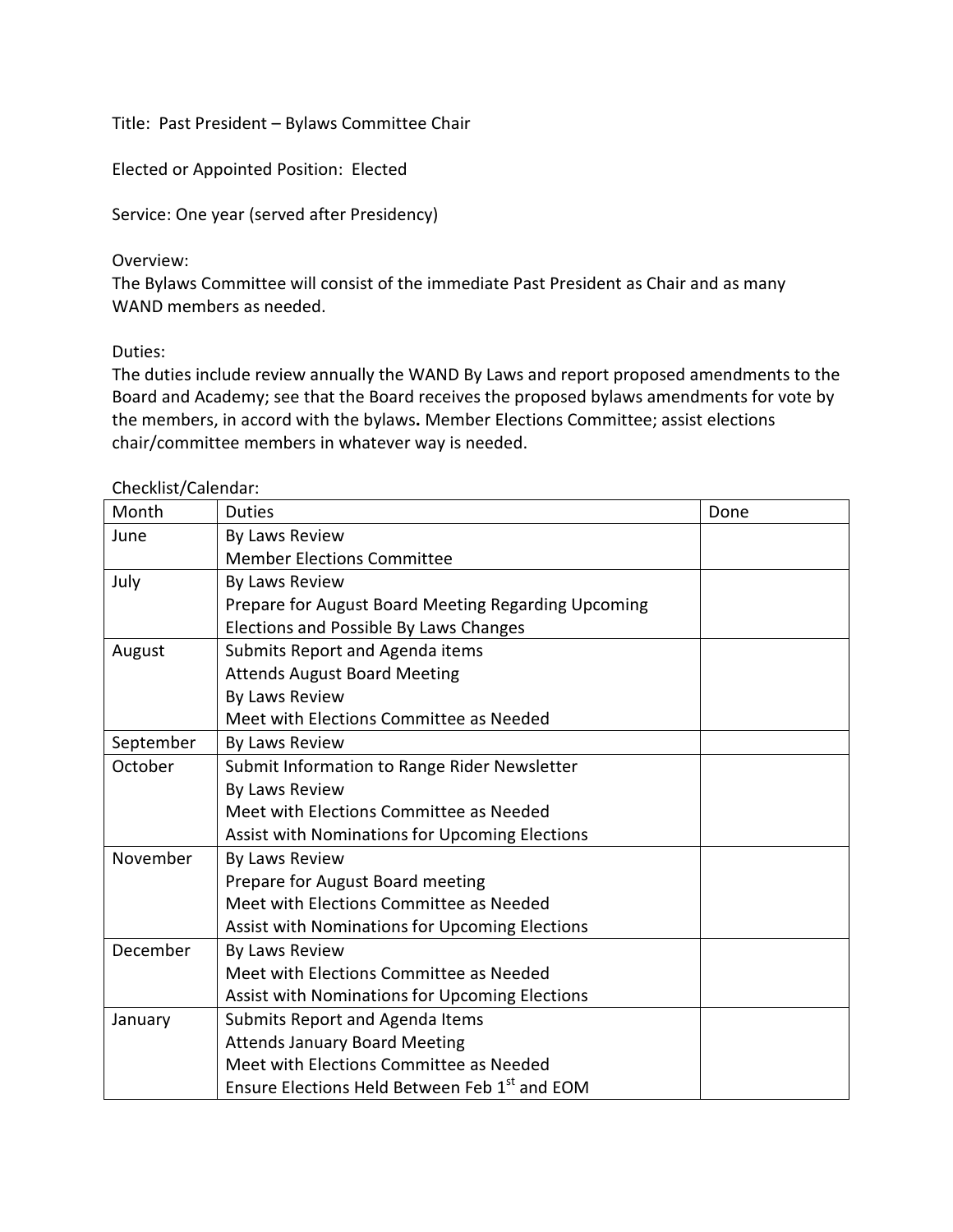Title: Past President – Bylaws Committee Chair

Elected or Appointed Position: Elected

Service: One year (served after Presidency)

Overview:
The Bylaws Committee will consist of the immediate Past President as Chair and as many WAND members as needed.

Duties:
The duties include review annually the WAND By Laws and report proposed amendments to the Board and Academy; see that the Board receives the proposed bylaws amendments for vote by the members, in accord with the bylaws**.** Member Elections Committee; assist elections chair/committee members in whatever way is needed.

Checklist/Calendar:

| Month | Duties | Done |
|---|---|---|
| June | By Laws Review<br>Member Elections Committee | |
| July | By Laws Review<br>Prepare for August Board Meeting Regarding Upcoming Elections and Possible By Laws Changes | |
| August | Submits Report and Agenda items<br>Attends August Board Meeting<br>By Laws Review<br>Meet with Elections Committee as Needed | |
| September | By Laws Review | |
| October | Submit Information to Range Rider Newsletter<br>By Laws Review<br>Meet with Elections Committee as Needed<br>Assist with Nominations for Upcoming Elections | |
| November | By Laws Review<br>Prepare for August Board meeting<br>Meet with Elections Committee as Needed<br>Assist with Nominations for Upcoming Elections | |
| December | By Laws Review<br>Meet with Elections Committee as Needed<br>Assist with Nominations for Upcoming Elections | |
| January | Submits Report and Agenda Items<br>Attends January Board Meeting<br>Meet with Elections Committee as Needed<br>Ensure Elections Held Between Feb 1st and EOM | |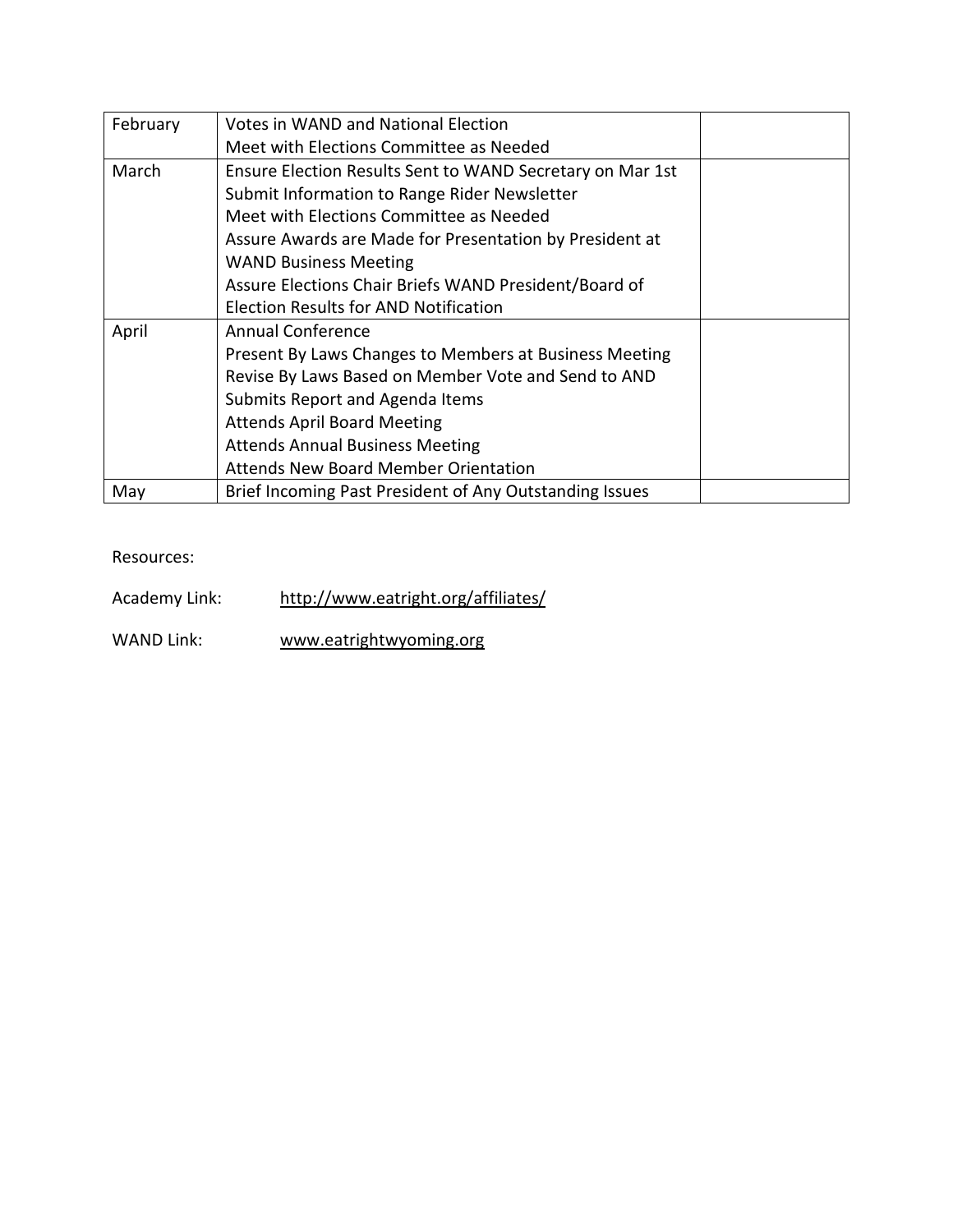| | | |
|---|---|---|
| February | Votes in WAND and National Election<br>Meet with Elections Committee as Needed | |
| March | Ensure Election Results Sent to WAND Secretary on Mar 1st<br>Submit Information to Range Rider Newsletter<br>Meet with Elections Committee as Needed<br>Assure Awards are Made for Presentation by President at WAND Business Meeting<br>Assure Elections Chair Briefs WAND President/Board of Election Results for AND Notification | |
| April | Annual Conference<br>Present By Laws Changes to Members at Business Meeting<br>Revise By Laws Based on Member Vote and Send to AND<br>Submits Report and Agenda Items<br>Attends April Board Meeting<br>Attends Annual Business Meeting<br>Attends New Board Member Orientation | |
| May | Brief Incoming Past President of Any Outstanding Issues | |

Resources:

Academy Link: http://www.eatright.org/affiliates/

WAND Link: www.eatrightwyoming.org